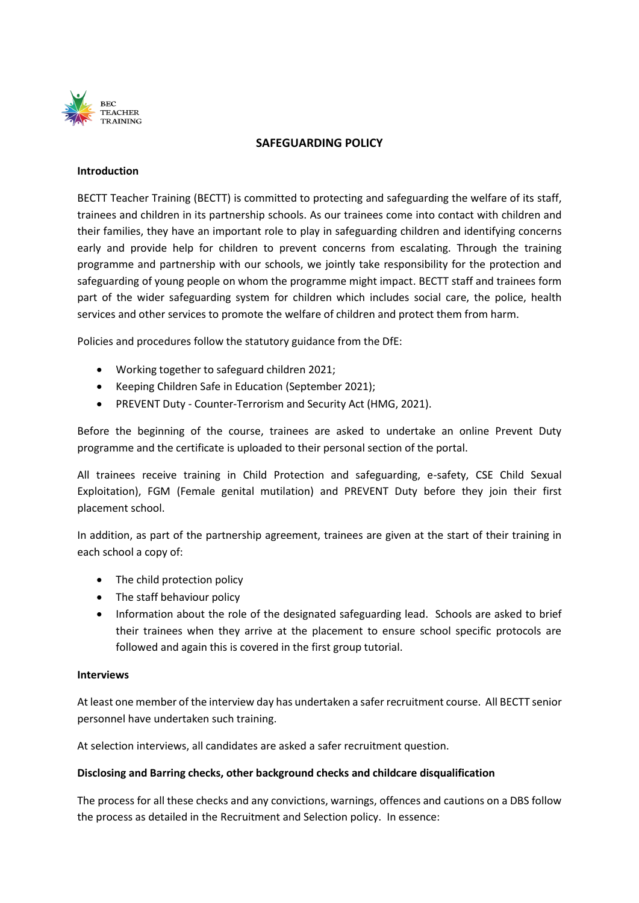BEC TEACHER TRAINING

# SAFEGUARDING POLICY

**Introduction**

BECTT Teacher Training (BECTT) is committed to protecting and safeguarding the welfare of its staff, trainees and children in its partnership schools. As our trainees come into contact with children and their families, they have an important role to play in safeguarding children and identifying concerns early and provide help for children to prevent concerns from escalating. Through the training programme and partnership with our schools, we jointly take responsibility for the protection and safeguarding of young people on whom the programme might impact. BECTT staff and trainees form part of the wider safeguarding system for children which includes social care, the police, health services and other services to promote the welfare of children and protect them from harm.

Policies and procedures follow the statutory guidance from the DfE:

- Working together to safeguard children 2021;
- Keeping Children Safe in Education (September 2021);
- PREVENT Duty - Counter-Terrorism and Security Act (HMG, 2021).

Before the beginning of the course, trainees are asked to undertake an online Prevent Duty programme and the certificate is uploaded to their personal section of the portal.

All trainees receive training in Child Protection and safeguarding, e-safety, CSE Child Sexual Exploitation), FGM (Female genital mutilation) and PREVENT Duty before they join their first placement school.

In addition, as part of the partnership agreement, trainees are given at the start of their training in each school a copy of:

- The child protection policy
- The staff behaviour policy
- Information about the role of the designated safeguarding lead. Schools are asked to brief their trainees when they arrive at the placement to ensure school specific protocols are followed and again this is covered in the first group tutorial.

**Interviews**

At least one member of the interview day has undertaken a safer recruitment course. All BECTT senior personnel have undertaken such training.

At selection interviews, all candidates are asked a safer recruitment question.

**Disclosing and Barring checks, other background checks and childcare disqualification**

The process for all these checks and any convictions, warnings, offences and cautions on a DBS follow the process as detailed in the Recruitment and Selection policy. In essence: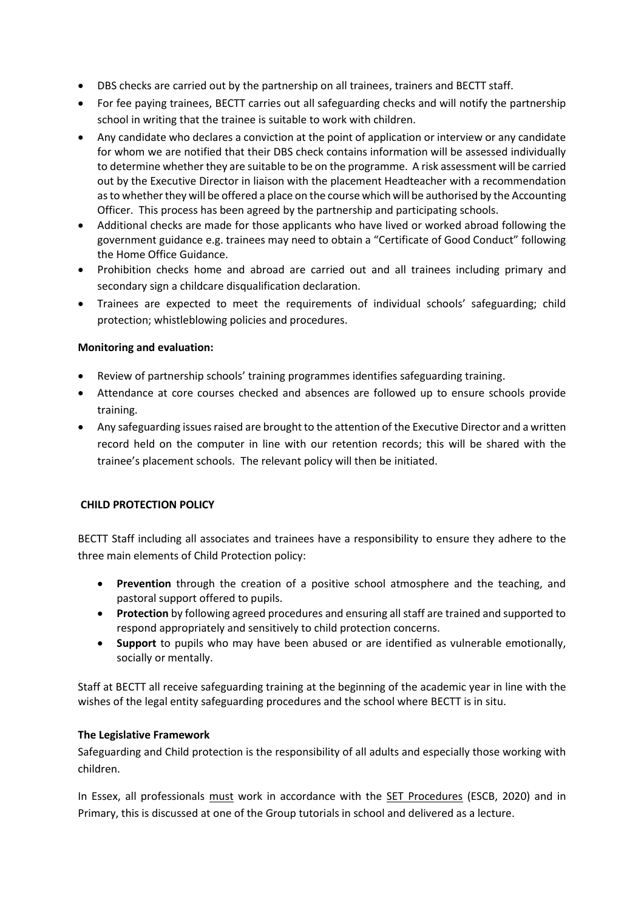- DBS checks are carried out by the partnership on all trainees, trainers and BECTT staff.
- For fee paying trainees, BECTT carries out all safeguarding checks and will notify the partnership school in writing that the trainee is suitable to work with children.
- Any candidate who declares a conviction at the point of application or interview or any candidate for whom we are notified that their DBS check contains information will be assessed individually to determine whether they are suitable to be on the programme. A risk assessment will be carried out by the Executive Director in liaison with the placement Headteacher with a recommendation as to whether they will be offered a place on the course which will be authorised by the Accounting Officer. This process has been agreed by the partnership and participating schools.
- Additional checks are made for those applicants who have lived or worked abroad following the government guidance e.g. trainees may need to obtain a "Certificate of Good Conduct" following the Home Office Guidance.
- Prohibition checks home and abroad are carried out and all trainees including primary and secondary sign a childcare disqualification declaration.
- Trainees are expected to meet the requirements of individual schools' safeguarding; child protection; whistleblowing policies and procedures.

**Monitoring and evaluation:**

- Review of partnership schools' training programmes identifies safeguarding training.
- Attendance at core courses checked and absences are followed up to ensure schools provide training.
- Any safeguarding issues raised are brought to the attention of the Executive Director and a written record held on the computer in line with our retention records; this will be shared with the trainee's placement schools. The relevant policy will then be initiated.

**CHILD PROTECTION POLICY**

BECTT Staff including all associates and trainees have a responsibility to ensure they adhere to the three main elements of Child Protection policy:

- **Prevention** through the creation of a positive school atmosphere and the teaching, and pastoral support offered to pupils.
- **Protection** by following agreed procedures and ensuring all staff are trained and supported to respond appropriately and sensitively to child protection concerns.
- **Support** to pupils who may have been abused or are identified as vulnerable emotionally, socially or mentally.

Staff at BECTT all receive safeguarding training at the beginning of the academic year in line with the wishes of the legal entity safeguarding procedures and the school where BECTT is in situ.

**The Legislative Framework**

Safeguarding and Child protection is the responsibility of all adults and especially those working with children.

In Essex, all professionals must work in accordance with the SET Procedures (ESCB, 2020) and in Primary, this is discussed at one of the Group tutorials in school and delivered as a lecture.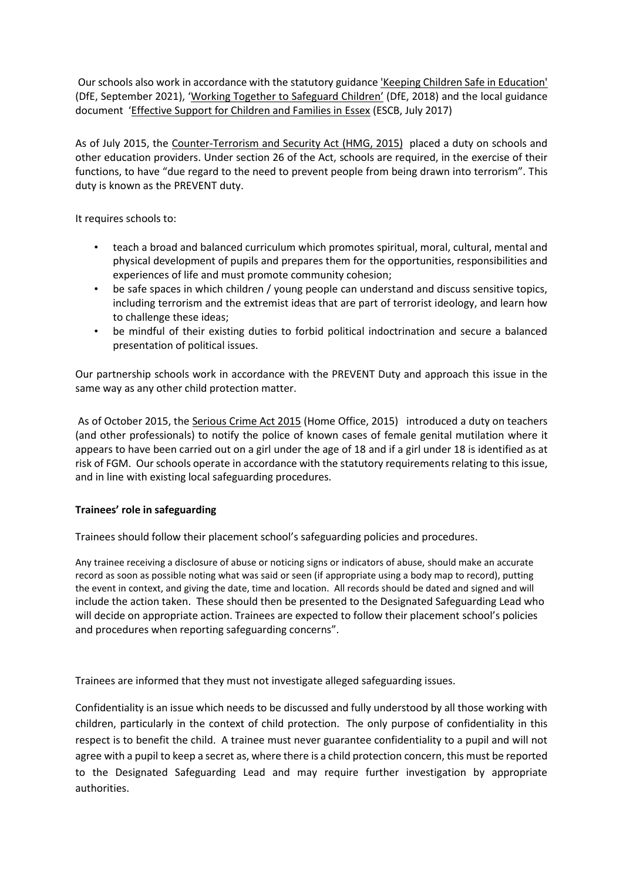Our schools also work in accordance with the statutory guidance 'Keeping Children Safe in Education' (DfE, September 2021), 'Working Together to Safeguard Children' (DfE, 2018) and the local guidance document 'Effective Support for Children and Families in Essex (ESCB, July 2017)

As of July 2015, the Counter-Terrorism and Security Act (HMG, 2015) placed a duty on schools and other education providers. Under section 26 of the Act, schools are required, in the exercise of their functions, to have "due regard to the need to prevent people from being drawn into terrorism". This duty is known as the PREVENT duty.

It requires schools to:

- teach a broad and balanced curriculum which promotes spiritual, moral, cultural, mental and physical development of pupils and prepares them for the opportunities, responsibilities and experiences of life and must promote community cohesion;
- be safe spaces in which children / young people can understand and discuss sensitive topics, including terrorism and the extremist ideas that are part of terrorist ideology, and learn how to challenge these ideas;
- be mindful of their existing duties to forbid political indoctrination and secure a balanced presentation of political issues.

Our partnership schools work in accordance with the PREVENT Duty and approach this issue in the same way as any other child protection matter.

As of October 2015, the Serious Crime Act 2015 (Home Office, 2015) introduced a duty on teachers (and other professionals) to notify the police of known cases of female genital mutilation where it appears to have been carried out on a girl under the age of 18 and if a girl under 18 is identified as at risk of FGM. Our schools operate in accordance with the statutory requirements relating to this issue, and in line with existing local safeguarding procedures.

**Trainees' role in safeguarding**

Trainees should follow their placement school's safeguarding policies and procedures.

Any trainee receiving a disclosure of abuse or noticing signs or indicators of abuse, should make an accurate record as soon as possible noting what was said or seen (if appropriate using a body map to record), putting the event in context, and giving the date, time and location. All records should be dated and signed and will include the action taken. These should then be presented to the Designated Safeguarding Lead who will decide on appropriate action. Trainees are expected to follow their placement school's policies and procedures when reporting safeguarding concerns".

Trainees are informed that they must not investigate alleged safeguarding issues.

Confidentiality is an issue which needs to be discussed and fully understood by all those working with children, particularly in the context of child protection. The only purpose of confidentiality in this respect is to benefit the child. A trainee must never guarantee confidentiality to a pupil and will not agree with a pupil to keep a secret as, where there is a child protection concern, this must be reported to the Designated Safeguarding Lead and may require further investigation by appropriate authorities.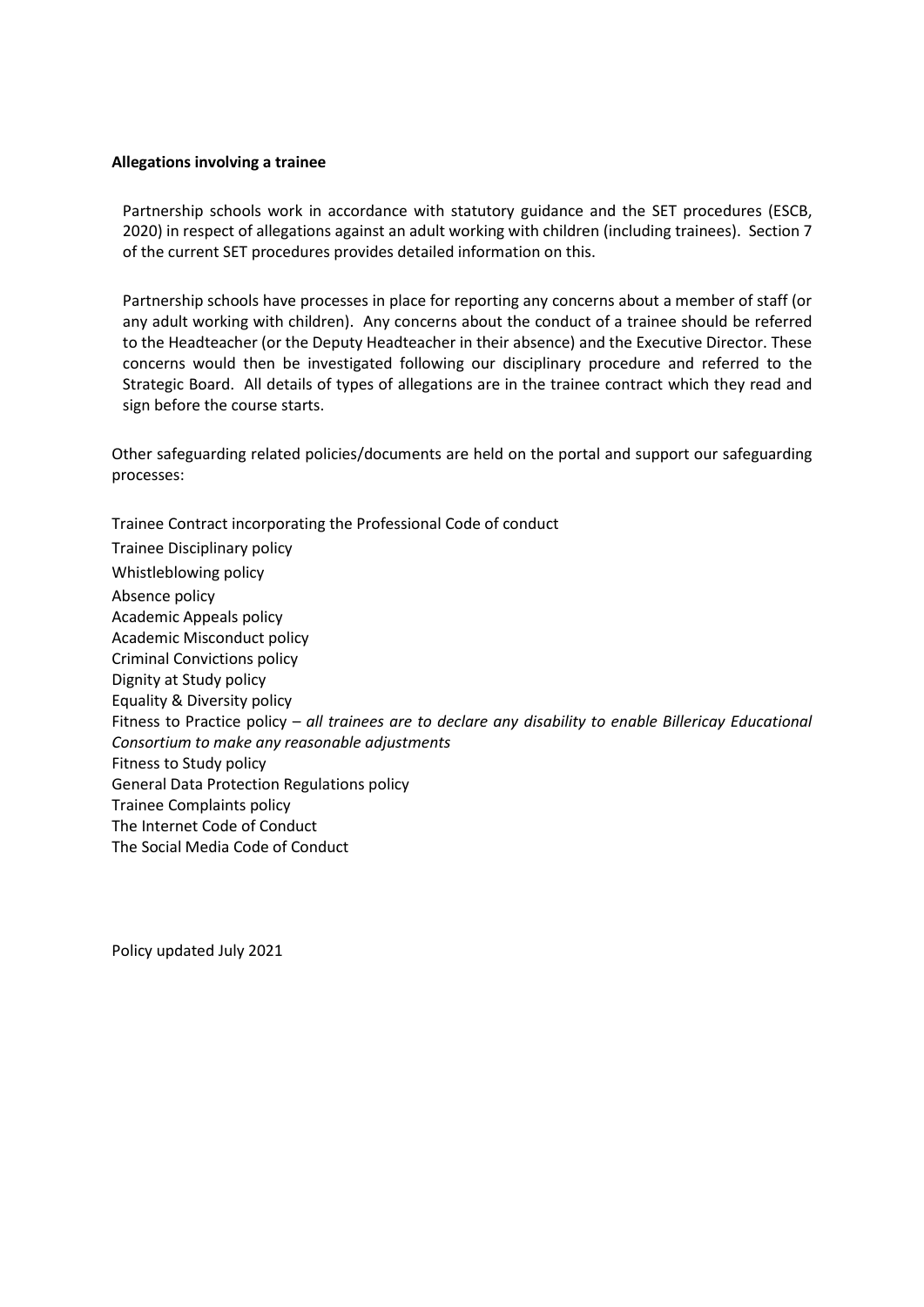**Allegations involving a trainee**

Partnership schools work in accordance with statutory guidance and the SET procedures (ESCB, 2020) in respect of allegations against an adult working with children (including trainees). Section 7 of the current SET procedures provides detailed information on this.

Partnership schools have processes in place for reporting any concerns about a member of staff (or any adult working with children). Any concerns about the conduct of a trainee should be referred to the Headteacher (or the Deputy Headteacher in their absence) and the Executive Director. These concerns would then be investigated following our disciplinary procedure and referred to the Strategic Board. All details of types of allegations are in the trainee contract which they read and sign before the course starts.

Other safeguarding related policies/documents are held on the portal and support our safeguarding processes:

Trainee Contract incorporating the Professional Code of conduct
Trainee Disciplinary policy
Whistleblowing policy
Absence policy
Academic Appeals policy
Academic Misconduct policy
Criminal Convictions policy
Dignity at Study policy
Equality & Diversity policy
Fitness to Practice policy – *all trainees are to declare any disability to enable Billericay Educational Consortium to make any reasonable adjustments*
Fitness to Study policy
General Data Protection Regulations policy
Trainee Complaints policy
The Internet Code of Conduct
The Social Media Code of Conduct

Policy updated July 2021